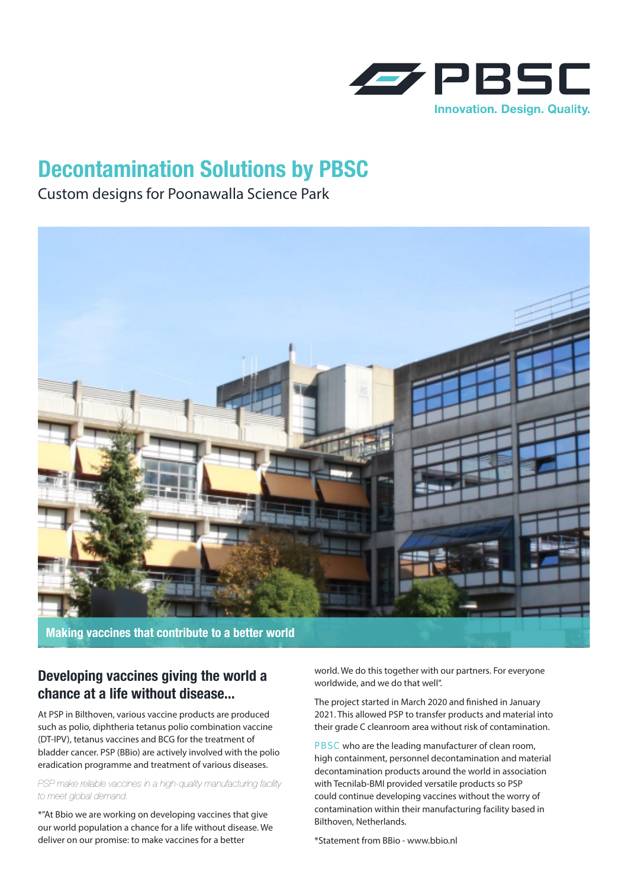PBSC

Innovation. Design. Quality.

# Decontamination Solutions by PBSC

Custom designs for Poonawalla Science Park

Making vaccines that contribute to a better world

## Developing vaccines giving the world a chance at a life without disease...

At PSP in Bilthoven, various vaccine products are produced such as polio, diphtheria tetanus polio combination vaccine (DT-IPV), tetanus vaccines and BCG for the treatment of bladder cancer. PSP (BBio) are actively involved with the polio eradication programme and treatment of various diseases.

*PSP make reliable vaccines in a high-quality manufacturing facility to meet global demand.*

*"At Bbio we are working on developing vaccines that give our world population a chance for a life without disease. We deliver on our promise: to make vaccines for a better world. We do this together with our partners. For everyone worldwide, and we do that well".

The project started in March 2020 and finished in January 2021. This allowed PSP to transfer products and material into their grade C cleanroom area without risk of contamination.

PBSC who are the leading manufacturer of clean room, high containment, personnel decontamination and material decontamination products around the world in association with Tecnilab-BMI provided versatile products so PSP could continue developing vaccines without the worry of contamination within their manufacturing facility based in Bilthoven, Netherlands.

*Statement from BBio - www.bbio.nl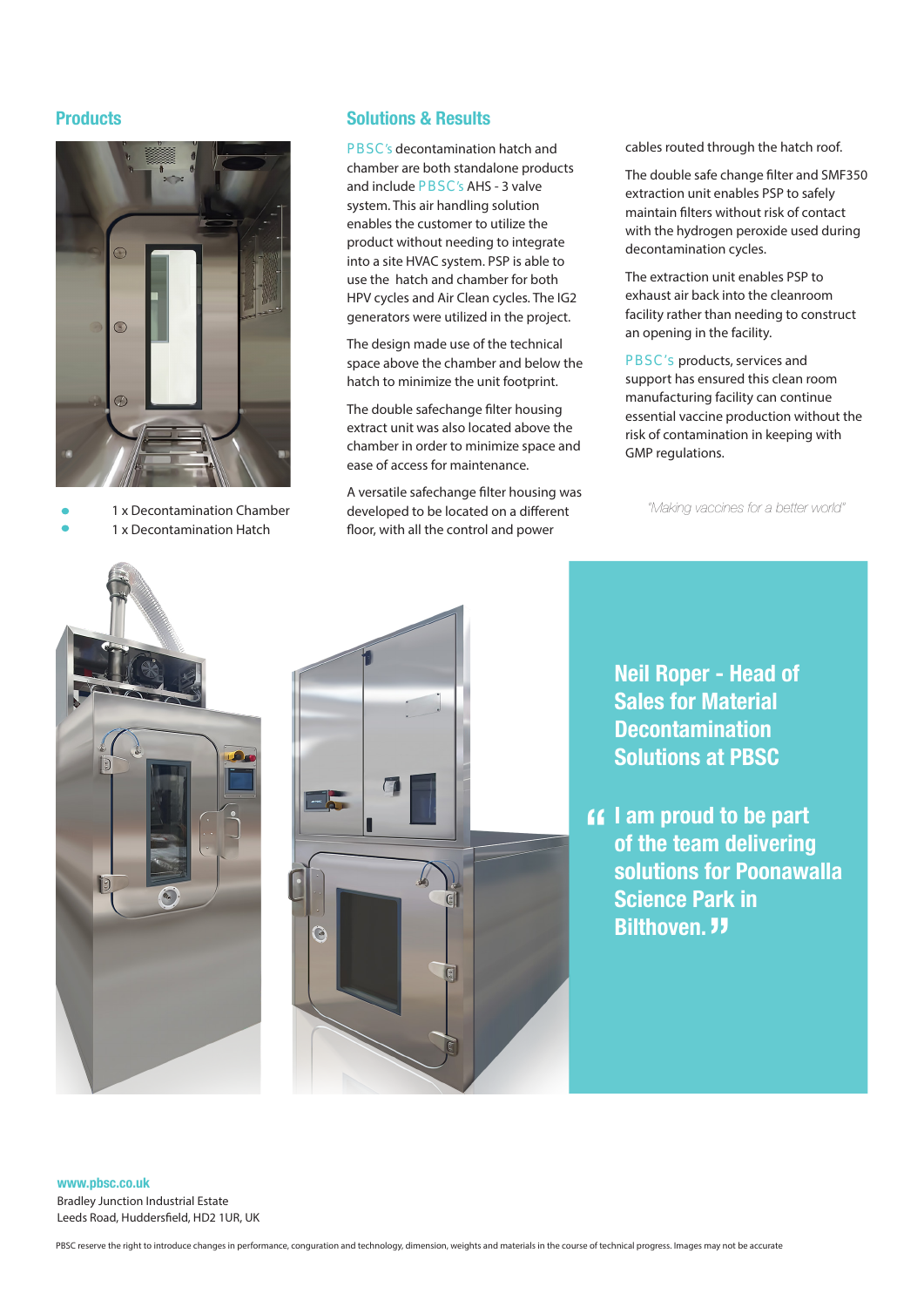## Products

- 1 x Decontamination Chamber
- 1 x Decontamination Hatch

## Solutions & Results

PBSC's decontamination hatch and chamber are both standalone products and include PBSC's AHS - 3 valve system. This air handling solution enables the customer to utilize the product without needing to integrate into a site HVAC system. PSP is able to use the hatch and chamber for both HPV cycles and Air Clean cycles. The IG2 generators were utilized in the project.

The design made use of the technical space above the chamber and below the hatch to minimize the unit footprint.

The double safechange filter housing extract unit was also located above the chamber in order to minimize space and ease of access for maintenance.

A versatile safechange filter housing was developed to be located on a different floor, with all the control and power cables routed through the hatch roof.

The double safe change filter and SMF350 extraction unit enables PSP to safely maintain filters without risk of contact with the hydrogen peroxide used during decontamination cycles.

The extraction unit enables PSP to exhaust air back into the cleanroom facility rather than needing to construct an opening in the facility.

PBSC's products, services and support has ensured this clean room manufacturing facility can continue essential vaccine production without the risk of contamination in keeping with GMP regulations.

*"Making vaccines for a better world"*

**Neil Roper - Head of Sales for Material Decontamination Solutions at PBSC**

**"I am proud to be part of the team delivering solutions for Poonawalla Science Park in Bilthoven."**

**www.pbsc.co.uk**
Bradley Junction Industrial Estate
Leeds Road, Huddersfield, HD2 1UR, UK

PBSC reserve the right to introduce changes in performance, conguration and technology, dimension, weights and materials in the course of technical progress. Images may not be accurate